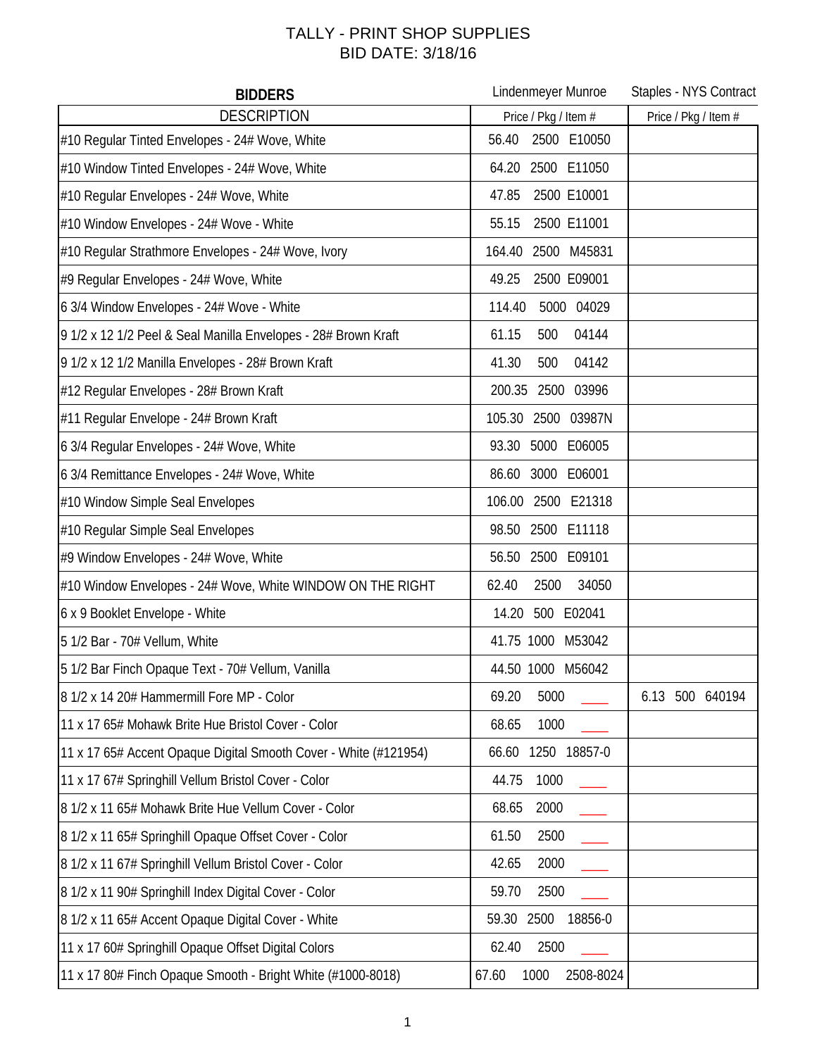# TALLY - PRINT SHOP SUPPLIES
## BID DATE: 3/18/16

| BIDDERS | Lindenmeyer Munroe | Staples - NYS Contract |
|---|---|---|
| DESCRIPTION | Price / Pkg / Item # | Price / Pkg / Item # |
| #10 Regular Tinted Envelopes - 24# Wove, White | 56.40 2500 E10050 | |
| #10 Window Tinted Envelopes - 24# Wove, White | 64.20 2500 E11050 | |
| #10 Regular Envelopes - 24# Wove, White | 47.85 2500 E10001 | |
| #10 Window Envelopes - 24# Wove - White | 55.15 2500 E11001 | |
| #10 Regular Strathmore Envelopes - 24# Wove, Ivory | 164.40 2500 M45831 | |
| #9 Regular Envelopes - 24# Wove, White | 49.25 2500 E09001 | |
| 6 3/4 Window Envelopes - 24# Wove - White | 114.40 5000 04029 | |
| 9 1/2 x 12 1/2 Peel & Seal Manilla Envelopes - 28# Brown Kraft | 61.15 500 04144 | |
| 9 1/2 x 12 1/2 Manilla Envelopes - 28# Brown Kraft | 41.30 500 04142 | |
| #12 Regular Envelopes - 28# Brown Kraft | 200.35 2500 03996 | |
| #11 Regular Envelope - 24# Brown Kraft | 105.30 2500 03987N | |
| 6 3/4 Regular Envelopes - 24# Wove, White | 93.30 5000 E06005 | |
| 6 3/4 Remittance Envelopes - 24# Wove, White | 86.60 3000 E06001 | |
| #10 Window Simple Seal Envelopes | 106.00 2500 E21318 | |
| #10 Regular Simple Seal Envelopes | 98.50 2500 E11118 | |
| #9 Window Envelopes - 24# Wove, White | 56.50 2500 E09101 | |
| #10 Window Envelopes - 24# Wove, White WINDOW ON THE RIGHT | 62.40 2500 34050 | |
| 6 x 9 Booklet Envelope - White | 14.20 500 E02041 | |
| 5 1/2 Bar - 70# Vellum, White | 41.75 1000 M53042 | |
| 5 1/2 Bar Finch Opaque Text - 70# Vellum, Vanilla | 44.50 1000 M56042 | |
| 8 1/2 x 14 20# Hammermill Fore MP - Color | 69.20 5000 ____ | 6.13 500 640194 |
| 11 x 17 65# Mohawk Brite Hue Bristol Cover - Color | 68.65 1000 ____ | |
| 11 x 17 65# Accent Opaque Digital Smooth Cover - White (#121954) | 66.60 1250 18857-0 | |
| 11 x 17 67# Springhill Vellum Bristol Cover - Color | 44.75 1000 ____ | |
| 8 1/2 x 11 65# Mohawk Brite Hue Vellum Cover - Color | 68.65 2000 ____ | |
| 8 1/2 x 11 65# Springhill Opaque Offset Cover - Color | 61.50 2500 ____ | |
| 8 1/2 x 11 67# Springhill Vellum Bristol Cover - Color | 42.65 2000 ____ | |
| 8 1/2 x 11 90# Springhill Index Digital Cover - Color | 59.70 2500 ____ | |
| 8 1/2 x 11 65# Accent Opaque Digital Cover - White | 59.30 2500 18856-0 | |
| 11 x 17 60# Springhill Opaque Offset Digital Colors | 62.40 2500 ____ | |
| 11 x 17 80# Finch Opaque Smooth - Bright White (#1000-8018) | 67.60 1000 2508-8024 | |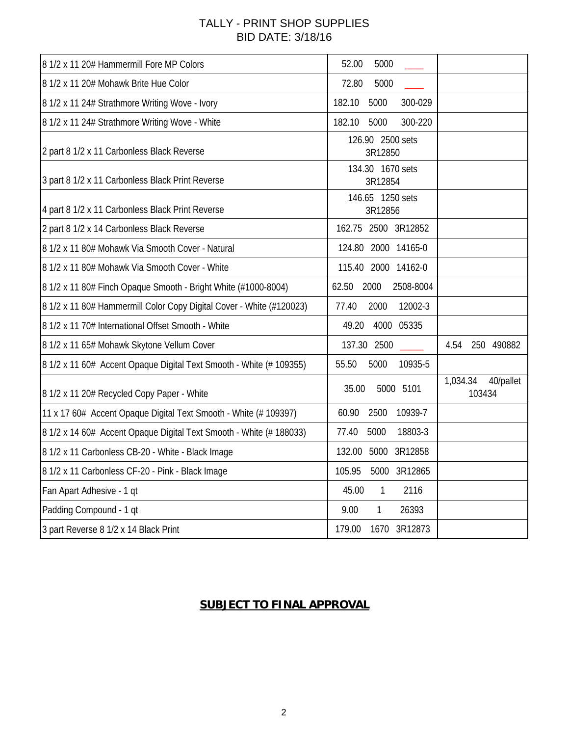# TALLY - PRINT SHOP SUPPLIES
## BID DATE: 3/18/16

| | | |
|---|---|---|
| 8 1/2 x 11 20# Hammermill Fore MP Colors | 52.00 5000 ____ | |
| 8 1/2 x 11 20# Mohawk Brite Hue Color | 72.80 5000 ____ | |
| 8 1/2 x 11 24# Strathmore Writing Wove - Ivory | 182.10 5000 300-029 | |
| 8 1/2 x 11 24# Strathmore Writing Wove - White | 182.10 5000 300-220 | |
| 2 part 8 1/2 x 11 Carbonless Black Reverse | 126.90 2500 sets 3R12850 | |
| 3 part 8 1/2 x 11 Carbonless Black Print Reverse | 134.30 1670 sets 3R12854 | |
| 4 part 8 1/2 x 11 Carbonless Black Print Reverse | 146.65 1250 sets 3R12856 | |
| 2 part 8 1/2 x 14 Carbonless Black Reverse | 162.75 2500 3R12852 | |
| 8 1/2 x 11 80# Mohawk Via Smooth Cover - Natural | 124.80 2000 14165-0 | |
| 8 1/2 x 11 80# Mohawk Via Smooth Cover - White | 115.40 2000 14162-0 | |
| 8 1/2 x 11 80# Finch Opaque Smooth - Bright White (#1000-8004) | 62.50 2000 2508-8004 | |
| 8 1/2 x 11 80# Hammermill Color Copy Digital Cover - White (#120023) | 77.40 2000 12002-3 | |
| 8 1/2 x 11 70# International Offset Smooth - White | 49.20 4000 05335 | |
| 8 1/2 x 11 65# Mohawk Skytone Vellum Cover | 137.30 2500 _____ | 4.54 250 490882 |
| 8 1/2 x 11 60# Accent Opaque Digital Text Smooth - White (# 109355) | 55.50 5000 10935-5 | |
| 8 1/2 x 11 20# Recycled Copy Paper - White | 35.00 5000 5101 | 1,034.34 40/pallet 103434 |
| 11 x 17 60# Accent Opaque Digital Text Smooth - White (# 109397) | 60.90 2500 10939-7 | |
| 8 1/2 x 14 60# Accent Opaque Digital Text Smooth - White (# 188033) | 77.40 5000 18803-3 | |
| 8 1/2 x 11 Carbonless CB-20 - White - Black Image | 132.00 5000 3R12858 | |
| 8 1/2 x 11 Carbonless CF-20 - Pink - Black Image | 105.95 5000 3R12865 | |
| Fan Apart Adhesive - 1 qt | 45.00 1 2116 | |
| Padding Compound - 1 qt | 9.00 1 26393 | |
| 3 part Reverse 8 1/2 x 14 Black Print | 179.00 1670 3R12873 | |

**SUBJECT TO FINAL APPROVAL**